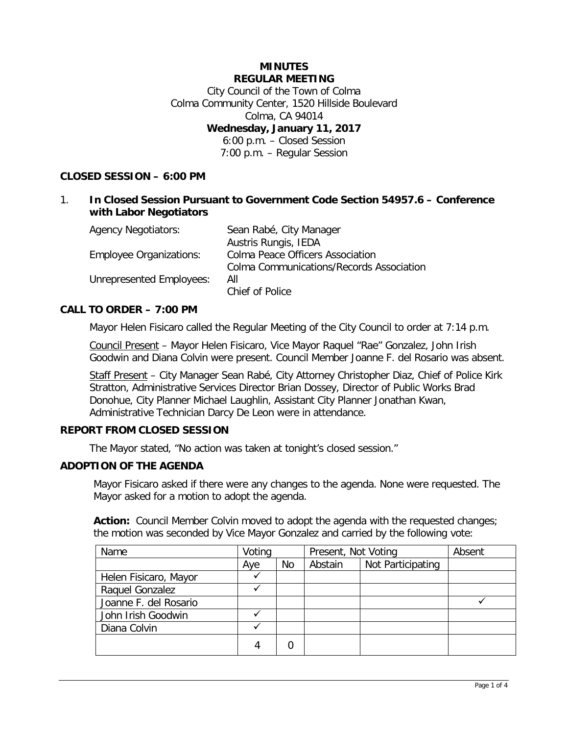**MINUTES**
**REGULAR MEETING**

City Council of the Town of Colma
Colma Community Center, 1520 Hillside Boulevard
Colma, CA 94014
**Wednesday, January 11, 2017**
6:00 p.m. – Closed Session
7:00 p.m. – Regular Session

## CLOSED SESSION – 6:00 PM

1. **In Closed Session Pursuant to Government Code Section 54957.6 – Conference with Labor Negotiators**

| | |
|---|---|
| Agency Negotiators: | Sean Rabé, City Manager<br>Austris Rungis, IEDA |
| Employee Organizations: | Colma Peace Officers Association<br>Colma Communications/Records Association |
| Unrepresented Employees: | All<br>Chief of Police |

## CALL TO ORDER – 7:00 PM

Mayor Helen Fisicaro called the Regular Meeting of the City Council to order at 7:14 p.m.

Council Present – Mayor Helen Fisicaro, Vice Mayor Raquel "Rae" Gonzalez, John Irish Goodwin and Diana Colvin were present. Council Member Joanne F. del Rosario was absent.

Staff Present – City Manager Sean Rabé, City Attorney Christopher Diaz, Chief of Police Kirk Stratton, Administrative Services Director Brian Dossey, Director of Public Works Brad Donohue, City Planner Michael Laughlin, Assistant City Planner Jonathan Kwan, Administrative Technician Darcy De Leon were in attendance.

## REPORT FROM CLOSED SESSION

The Mayor stated, "No action was taken at tonight's closed session."

## ADOPTION OF THE AGENDA

Mayor Fisicaro asked if there were any changes to the agenda. None were requested. The Mayor asked for a motion to adopt the agenda.

**Action:** Council Member Colvin moved to adopt the agenda with the requested changes; the motion was seconded by Vice Mayor Gonzalez and carried by the following vote:

| Name | Voting | | Present, Not Voting | | Absent |
|---|---|---|---|---|---|
| | Aye | No | Abstain | Not Participating | |
| Helen Fisicaro, Mayor | ✓ | | | | |
| Raquel Gonzalez | ✓ | | | | |
| Joanne F. del Rosario | | | | | ✓ |
| John Irish Goodwin | ✓ | | | | |
| Diana Colvin | ✓ | | | | |
| | 4 | 0 | | | |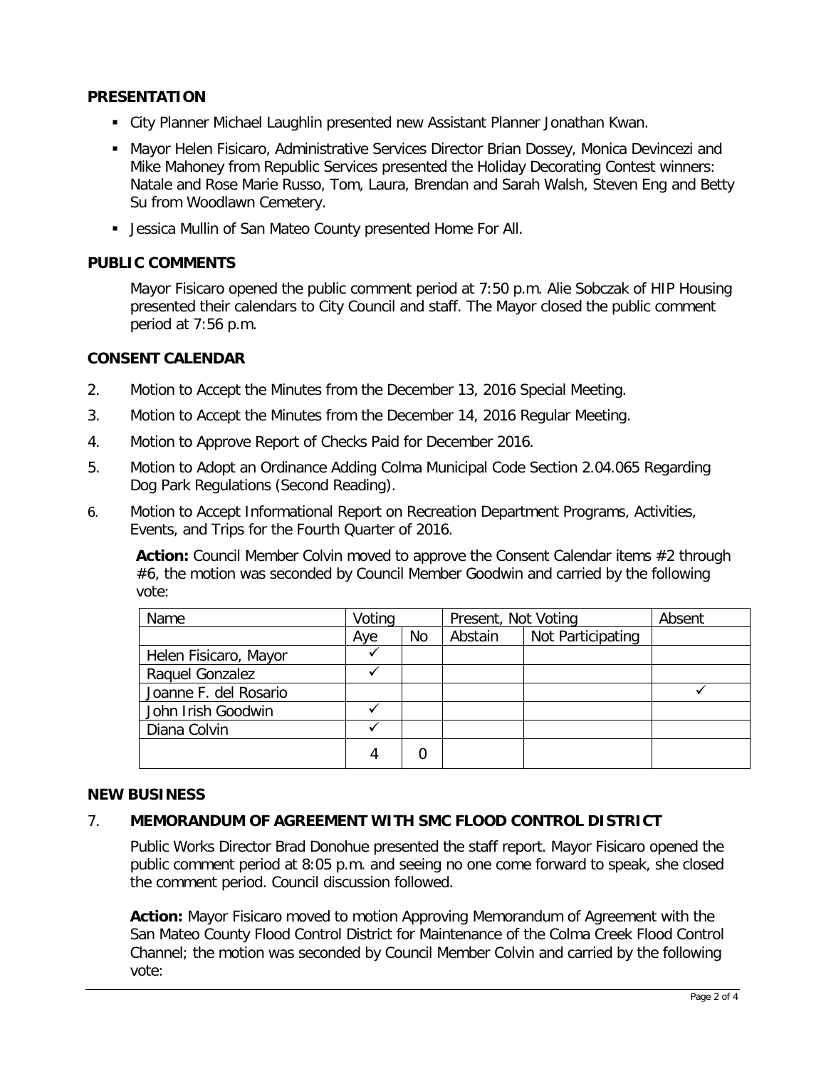## PRESENTATION

- City Planner Michael Laughlin presented new Assistant Planner Jonathan Kwan.
- Mayor Helen Fisicaro, Administrative Services Director Brian Dossey, Monica Devincezi and Mike Mahoney from Republic Services presented the Holiday Decorating Contest winners: Natale and Rose Marie Russo, Tom, Laura, Brendan and Sarah Walsh, Steven Eng and Betty Su from Woodlawn Cemetery.
- Jessica Mullin of San Mateo County presented Home For All.

## PUBLIC COMMENTS

Mayor Fisicaro opened the public comment period at 7:50 p.m. Alie Sobczak of HIP Housing presented their calendars to City Council and staff. The Mayor closed the public comment period at 7:56 p.m.

## CONSENT CALENDAR

2. Motion to Accept the Minutes from the December 13, 2016 Special Meeting.
3. Motion to Accept the Minutes from the December 14, 2016 Regular Meeting.
4. Motion to Approve Report of Checks Paid for December 2016.
5. Motion to Adopt an Ordinance Adding Colma Municipal Code Section 2.04.065 Regarding Dog Park Regulations (Second Reading).
6. Motion to Accept Informational Report on Recreation Department Programs, Activities, Events, and Trips for the Fourth Quarter of 2016.

**Action:** Council Member Colvin moved to approve the Consent Calendar items #2 through #6, the motion was seconded by Council Member Goodwin and carried by the following vote:

| Name | Voting | | Present, Not Voting | | Absent |
|---|---|---|---|---|---|
| | Aye | No | Abstain | Not Participating | |
| Helen Fisicaro, Mayor | ✓ | | | | |
| Raquel Gonzalez | ✓ | | | | |
| Joanne F. del Rosario | | | | | ✓ |
| John Irish Goodwin | ✓ | | | | |
| Diana Colvin | ✓ | | | | |
| | 4 | 0 | | | |

## NEW BUSINESS

7. **MEMORANDUM OF AGREEMENT WITH SMC FLOOD CONTROL DISTRICT**

Public Works Director Brad Donohue presented the staff report. Mayor Fisicaro opened the public comment period at 8:05 p.m. and seeing no one come forward to speak, she closed the comment period. Council discussion followed.

**Action:** Mayor Fisicaro moved to motion Approving Memorandum of Agreement with the San Mateo County Flood Control District for Maintenance of the Colma Creek Flood Control Channel; the motion was seconded by Council Member Colvin and carried by the following vote: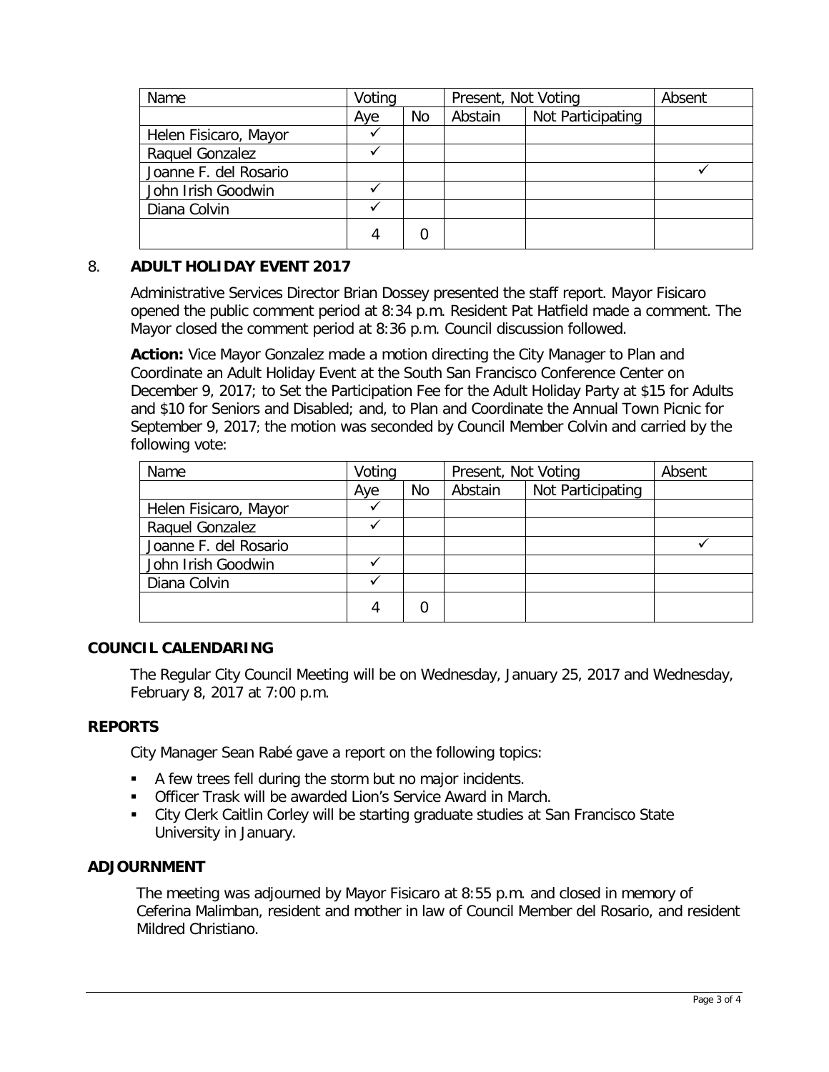| Name | Voting | | Present, Not Voting | | Absent |
|---|---|---|---|---|---|
| | Aye | No | Abstain | Not Participating | |
| Helen Fisicaro, Mayor | ✓ | | | | |
| Raquel Gonzalez | ✓ | | | | |
| Joanne F. del Rosario | | | | | ✓ |
| John Irish Goodwin | ✓ | | | | |
| Diana Colvin | ✓ | | | | |
| | 4 | 0 | | | |

8. **ADULT HOLIDAY EVENT 2017**

Administrative Services Director Brian Dossey presented the staff report. Mayor Fisicaro opened the public comment period at 8:34 p.m. Resident Pat Hatfield made a comment. The Mayor closed the comment period at 8:36 p.m. Council discussion followed.

**Action:** Vice Mayor Gonzalez made a motion directing the City Manager to Plan and Coordinate an Adult Holiday Event at the South San Francisco Conference Center on December 9, 2017; to Set the Participation Fee for the Adult Holiday Party at $15 for Adults and $10 for Seniors and Disabled; and, to Plan and Coordinate the Annual Town Picnic for September 9, 2017; the motion was seconded by Council Member Colvin and carried by the following vote:

| Name | Voting | | Present, Not Voting | | Absent |
|---|---|---|---|---|---|
| | Aye | No | Abstain | Not Participating | |
| Helen Fisicaro, Mayor | ✓ | | | | |
| Raquel Gonzalez | ✓ | | | | |
| Joanne F. del Rosario | | | | | ✓ |
| John Irish Goodwin | ✓ | | | | |
| Diana Colvin | ✓ | | | | |
| | 4 | 0 | | | |

## COUNCIL CALENDARING

The Regular City Council Meeting will be on Wednesday, January 25, 2017 and Wednesday, February 8, 2017 at 7:00 p.m.

## REPORTS

City Manager Sean Rabé gave a report on the following topics:

- A few trees fell during the storm but no major incidents.
- Officer Trask will be awarded Lion's Service Award in March.
- City Clerk Caitlin Corley will be starting graduate studies at San Francisco State University in January.

## ADJOURNMENT

The meeting was adjourned by Mayor Fisicaro at 8:55 p.m. and closed in memory of Ceferina Malimban, resident and mother in law of Council Member del Rosario, and resident Mildred Christiano.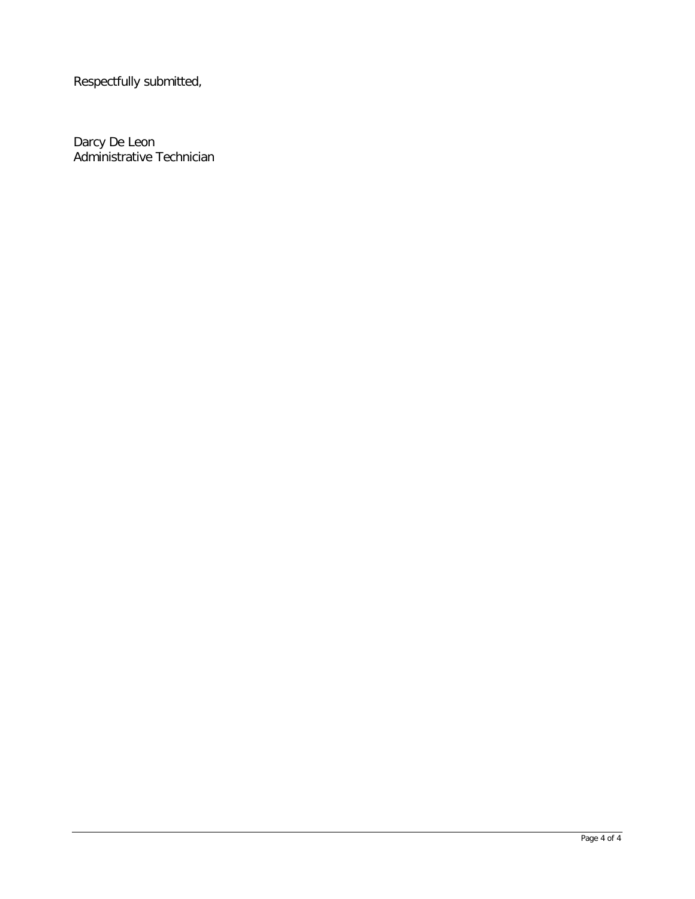Respectfully submitted,

Darcy De Leon
Administrative Technician